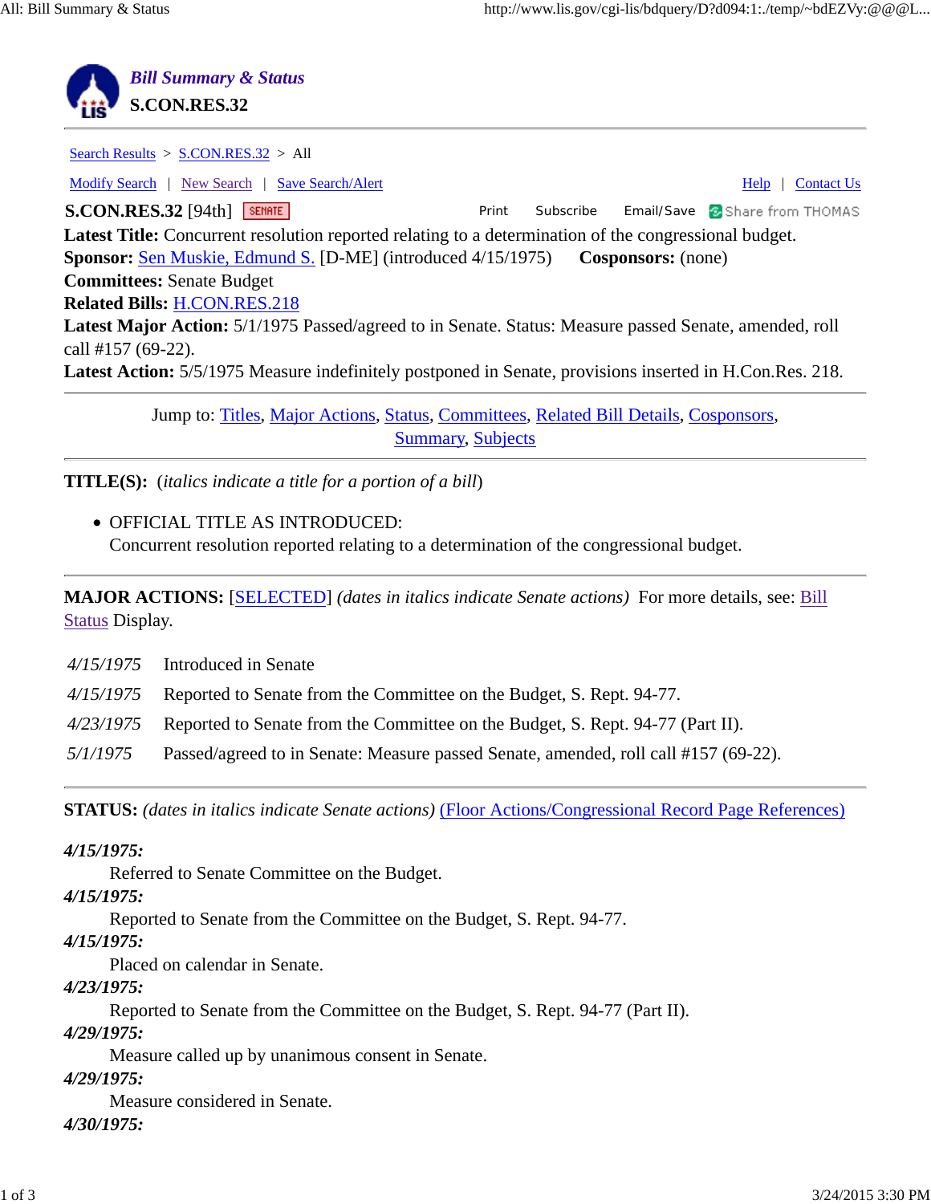# Bill Summary & Status

## S.CON.RES.32

Search Results > S.CON.RES.32 > All

Modify Search | New Search | Save Search/Alert | Help | Contact Us

**S.CON.RES.32** [94th] SENATE Print Subscribe Email/Save Share from THOMAS

**Latest Title:** Concurrent resolution reported relating to a determination of the congressional budget.
**Sponsor:** Sen Muskie, Edmund S. [D-ME] (introduced 4/15/1975) **Cosponsors:** (none)
**Committees:** Senate Budget
**Related Bills:** H.CON.RES.218
**Latest Major Action:** 5/1/1975 Passed/agreed to in Senate. Status: Measure passed Senate, amended, roll call #157 (69-22).
**Latest Action:** 5/5/1975 Measure indefinitely postponed in Senate, provisions inserted in H.Con.Res. 218.

Jump to: Titles, Major Actions, Status, Committees, Related Bill Details, Cosponsors, Summary, Subjects

---

**TITLE(S):** (*italics indicate a title for a portion of a bill*)

- OFFICIAL TITLE AS INTRODUCED:
  Concurrent resolution reported relating to a determination of the congressional budget.

---

**MAJOR ACTIONS:** [SELECTED] *(dates in italics indicate Senate actions)* For more details, see: Bill Status Display.

| | |
|---|---|
| *4/15/1975* | Introduced in Senate |
| *4/15/1975* | Reported to Senate from the Committee on the Budget, S. Rept. 94-77. |
| *4/23/1975* | Reported to Senate from the Committee on the Budget, S. Rept. 94-77 (Part II). |
| *5/1/1975* | Passed/agreed to in Senate: Measure passed Senate, amended, roll call #157 (69-22). |

---

**STATUS:** *(dates in italics indicate Senate actions)* (Floor Actions/Congressional Record Page References)

***4/15/1975:***
Referred to Senate Committee on the Budget.

***4/15/1975:***
Reported to Senate from the Committee on the Budget, S. Rept. 94-77.

***4/15/1975:***
Placed on calendar in Senate.

***4/23/1975:***
Reported to Senate from the Committee on the Budget, S. Rept. 94-77 (Part II).

***4/29/1975:***
Measure called up by unanimous consent in Senate.

***4/29/1975:***
Measure considered in Senate.

***4/30/1975:***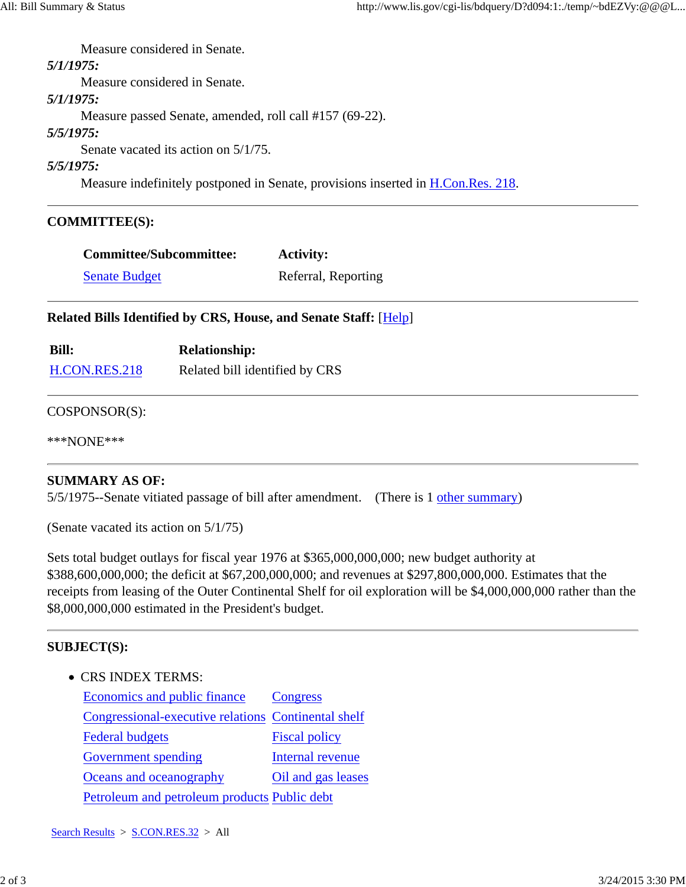Measure considered in Senate.

***5/1/1975:***

Measure considered in Senate.

***5/1/1975:***

Measure passed Senate, amended, roll call #157 (69-22).

***5/5/1975:***

Senate vacated its action on 5/1/75.

***5/5/1975:***

Measure indefinitely postponed in Senate, provisions inserted in H.Con.Res. 218.

---

**COMMITTEE(S):**

| **Committee/Subcommittee:** | **Activity:** |
|---|---|
| Senate Budget | Referral, Reporting |

---

**Related Bills Identified by CRS, House, and Senate Staff:** [Help]

| **Bill:** | **Relationship:** |
|---|---|
| H.CON.RES.218 | Related bill identified by CRS |

---

COSPONSOR(S):

***NONE***

---

**SUMMARY AS OF:**
5/5/1975--Senate vitiated passage of bill after amendment. (There is 1 other summary)

(Senate vacated its action on 5/1/75)

Sets total budget outlays for fiscal year 1976 at $365,000,000,000; new budget authority at $388,600,000,000; the deficit at $67,200,000,000; and revenues at $297,800,000,000. Estimates that the receipts from leasing of the Outer Continental Shelf for oil exploration will be $4,000,000,000 rather than the $8,000,000,000 estimated in the President's budget.

---

**SUBJECT(S):**

- CRS INDEX TERMS:

| | |
|---|---|
| Economics and public finance | Congress |
| Congressional-executive relations | Continental shelf |
| Federal budgets | Fiscal policy |
| Government spending | Internal revenue |
| Oceans and oceanography | Oil and gas leases |
| Petroleum and petroleum products | Public debt |

Search Results > S.CON.RES.32 > All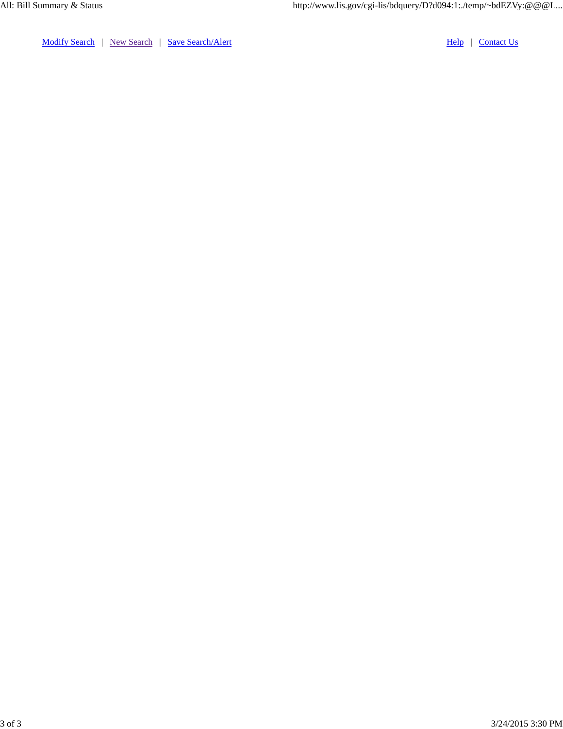Modify Search | New Search | Save Search/Alert

Help | Contact Us